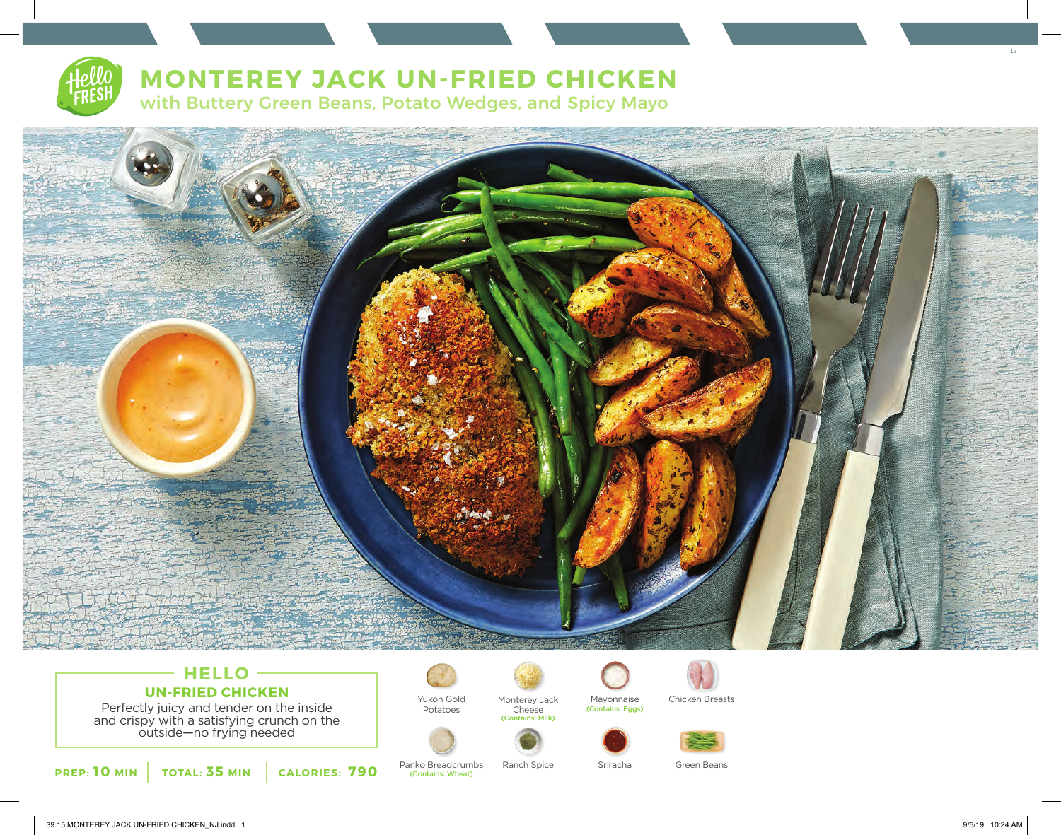# MONTEREY JACK UN-FRIED CHICKEN

## with Buttery Green Beans, Potato Wedges, and Spicy Mayo

### HELLO
### UN-FRIED CHICKEN

Perfectly juicy and tender on the inside and crispy with a satisfying crunch on the outside—no frying needed

**PREP: 10 MIN** | **TOTAL: 35 MIN** | **CALORIES: 790**

- Yukon Gold Potatoes
- Monterey Jack Cheese (Contains: Milk)
- Mayonnaise (Contains: Eggs)
- Chicken Breasts
- Panko Breadcrumbs (Contains: Wheat)
- Ranch Spice
- Sriracha
- Green Beans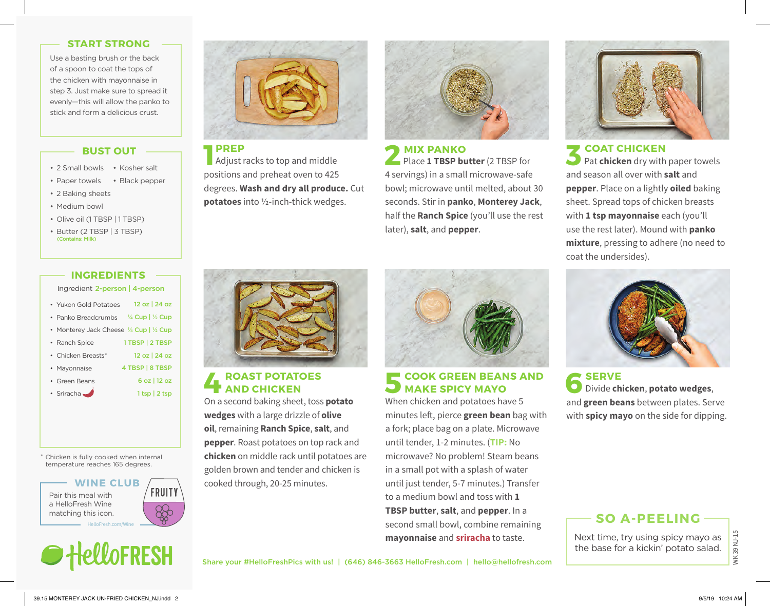## START STRONG

Use a basting brush or the back of a spoon to coat the tops of the chicken with mayonnaise in step 3. Just make sure to spread it evenly—this will allow the panko to stick and form a delicious crust.

## BUST OUT

- 2 Small bowls
- Kosher salt
- Paper towels
- Black pepper
- 2 Baking sheets
- Medium bowl
- Olive oil (1 TBSP | 1 TBSP)
- Butter (2 TBSP | 3 TBSP) (Contains: Milk)

## INGREDIENTS

| Ingredient | 2-person \| 4-person |
| --- | --- |
| Yukon Gold Potatoes | 12 oz \| 24 oz |
| Panko Breadcrumbs | ¼ Cup \| ½ Cup |
| Monterey Jack Cheese | ¼ Cup \| ½ Cup |
| Ranch Spice | 1 TBSP \| 2 TBSP |
| Chicken Breasts* | 12 oz \| 24 oz |
| Mayonnaise | 4 TBSP \| 8 TBSP |
| Green Beans | 6 oz \| 12 oz |
| Sriracha | 1 tsp \| 2 tsp |

\* Chicken is fully cooked when internal temperature reaches 165 degrees.

## WINE CLUB

Pair this meal with a HelloFresh Wine matching this icon.

FRUITY

HelloFresh.com/Wine

HelloFRESH

## 1 PREP

Adjust racks to top and middle positions and preheat oven to 425 degrees. **Wash and dry all produce.** Cut **potatoes** into ½-inch-thick wedges.

## 2 MIX PANKO

Place **1 TBSP butter** (2 TBSP for 4 servings) in a small microwave-safe bowl; microwave until melted, about 30 seconds. Stir in **panko**, **Monterey Jack**, half the **Ranch Spice** (you'll use the rest later), **salt**, and **pepper**.

## 3 COAT CHICKEN

Pat **chicken** dry with paper towels and season all over with **salt** and **pepper**. Place on a lightly **oiled** baking sheet. Spread tops of chicken breasts with **1 tsp mayonnaise** each (you'll use the rest later). Mound with **panko mixture**, pressing to adhere (no need to coat the undersides).

## 4 ROAST POTATOES AND CHICKEN

On a second baking sheet, toss **potato wedges** with a large drizzle of **olive oil**, remaining **Ranch Spice**, **salt**, and **pepper**. Roast potatoes on top rack and **chicken** on middle rack until potatoes are golden brown and tender and chicken is cooked through, 20-25 minutes.

## 5 COOK GREEN BEANS AND MAKE SPICY MAYO

When chicken and potatoes have 5 minutes left, pierce **green bean** bag with a fork; place bag on a plate. Microwave until tender, 1-2 minutes. (**TIP:** No microwave? No problem! Steam beans in a small pot with a splash of water until just tender, 5-7 minutes.) Transfer to a medium bowl and toss with **1 TBSP butter**, **salt**, and **pepper**. In a second small bowl, combine remaining **mayonnaise** and **sriracha** to taste.

## 6 SERVE

Divide **chicken**, **potato wedges**, and **green beans** between plates. Serve with **spicy mayo** on the side for dipping.

## SO A-PEELING

Next time, try using spicy mayo as the base for a kickin' potato salad.

Share your #HelloFreshPics with us! | (646) 846-3663 HelloFresh.com | hello@hellofresh.com

WK 39 NJ-15